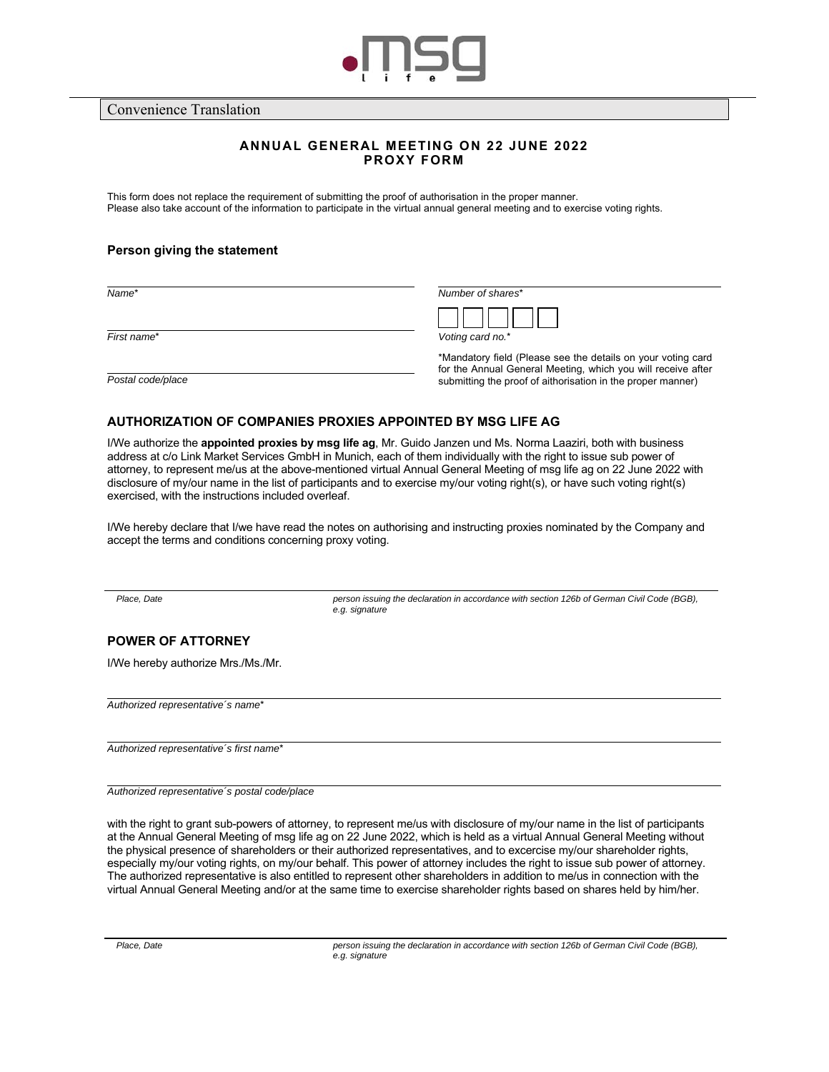Convenience Translation

**ANNUAL GENERAL MEETING ON 22 JUNE 2022**
**PROXY FORM**

This form does not replace the requirement of submitting the proof of authorisation in the proper manner.
Please also take account of the information to participate in the virtual annual general meeting and to exercise voting rights.

### Person giving the statement

*Name**

*First name**

*Postal code/place*

*Number of shares**

*Voting card no.**

*Mandatory field (Please see the details on your voting card for the Annual General Meeting, which you will receive after submitting the proof of aithorisation in the proper manner)

### AUTHORIZATION OF COMPANIES PROXIES APPOINTED BY MSG LIFE AG

I/We authorize the **appointed proxies by msg life ag**, Mr. Guido Janzen und Ms. Norma Laaziri, both with business address at c/o Link Market Services GmbH in Munich, each of them individually with the right to issue sub power of attorney, to represent me/us at the above-mentioned virtual Annual General Meeting of msg life ag on 22 June 2022 with disclosure of my/our name in the list of participants and to exercise my/our voting right(s), or have such voting right(s) exercised, with the instructions included overleaf.

I/We hereby declare that I/we have read the notes on authorising and instructing proxies nominated by the Company and accept the terms and conditions concerning proxy voting.

*Place, Date* | *person issuing the declaration in accordance with section 126b of German Civil Code (BGB), e.g. signature*

### POWER OF ATTORNEY

I/We hereby authorize Mrs./Ms./Mr.

*Authorized representative´s name**

*Authorized representative´s first name**

*Authorized representative´s postal code/place*

with the right to grant sub-powers of attorney, to represent me/us with disclosure of my/our name in the list of participants at the Annual General Meeting of msg life ag on 22 June 2022, which is held as a virtual Annual General Meeting without the physical presence of shareholders or their authorized representatives, and to excercise my/our shareholder rights, especially my/our voting rights, on my/our behalf. This power of attorney includes the right to issue sub power of attorney. The authorized representative is also entitled to represent other shareholders in addition to me/us in connection with the virtual Annual General Meeting and/or at the same time to exercise shareholder rights based on shares held by him/her.

*Place, Date* | *person issuing the declaration in accordance with section 126b of German Civil Code (BGB), e.g. signature*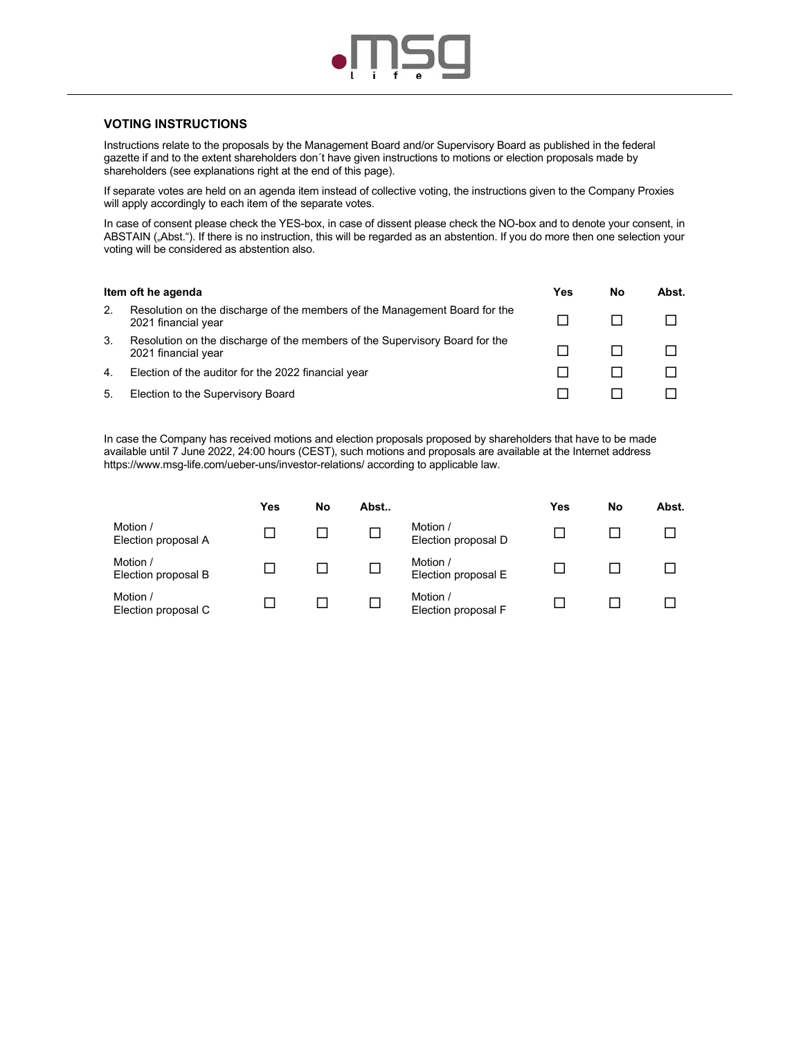## VOTING INSTRUCTIONS

Instructions relate to the proposals by the Management Board and/or Supervisory Board as published in the federal gazette if and to the extent shareholders don´t have given instructions to motions or election proposals made by shareholders (see explanations right at the end of this page).

If separate votes are held on an agenda item instead of collective voting, the instructions given to the Company Proxies will apply accordingly to each item of the separate votes.

In case of consent please check the YES-box, in case of dissent please check the NO-box and to denote your consent, in ABSTAIN („Abst.“). If there is no instruction, this will be regarded as an abstention. If you do more then one selection your voting will be considered as abstention also.

| Item oft he agenda | | Yes | No | Abst. |
|---|---|---|---|---|
| 2. | Resolution on the discharge of the members of the Management Board for the 2021 financial year | ☐ | ☐ | ☐ |
| 3. | Resolution on the discharge of the members of the Supervisory Board for the 2021 financial year | ☐ | ☐ | ☐ |
| 4. | Election of the auditor for the 2022 financial year | ☐ | ☐ | ☐ |
| 5. | Election to the Supervisory Board | ☐ | ☐ | ☐ |

In case the Company has received motions and election proposals proposed by shareholders that have to be made available until 7 June 2022, 24:00 hours (CEST), such motions and proposals are available at the Internet address https://www.msg-life.com/ueber-uns/investor-relations/ according to applicable law.

| | Yes | No | Abst.. | | Yes | No | Abst. |
|---|---|---|---|---|---|---|---|
| Motion / Election proposal A | ☐ | ☐ | ☐ | Motion / Election proposal D | ☐ | ☐ | ☐ |
| Motion / Election proposal B | ☐ | ☐ | ☐ | Motion / Election proposal E | ☐ | ☐ | ☐ |
| Motion / Election proposal C | ☐ | ☐ | ☐ | Motion / Election proposal F | ☐ | ☐ | ☐ |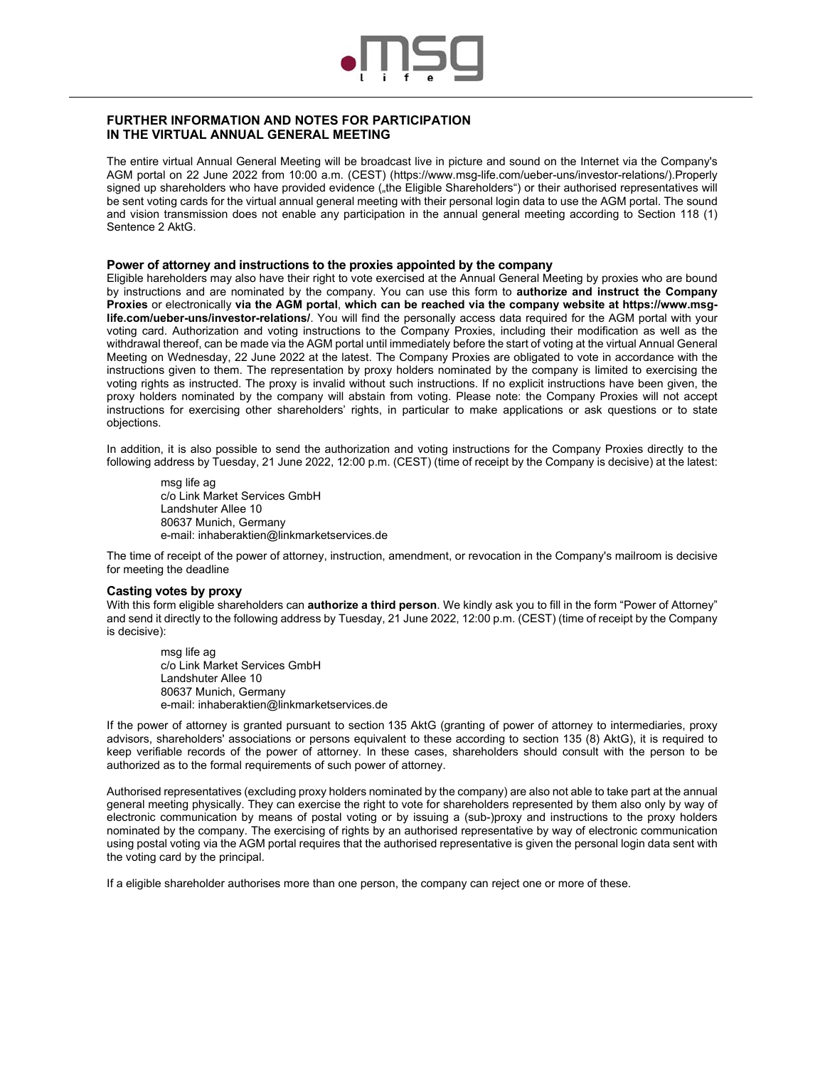## FURTHER INFORMATION AND NOTES FOR PARTICIPATION IN THE VIRTUAL ANNUAL GENERAL MEETING

The entire virtual Annual General Meeting will be broadcast live in picture and sound on the Internet via the Company's AGM portal on 22 June 2022 from 10:00 a.m. (CEST) (https://www.msg-life.com/ueber-uns/investor-relations/).Properly signed up shareholders who have provided evidence („the Eligible Shareholders") or their authorised representatives will be sent voting cards for the virtual annual general meeting with their personal login data to use the AGM portal. The sound and vision transmission does not enable any participation in the annual general meeting according to Section 118 (1) Sentence 2 AktG.

### Power of attorney and instructions to the proxies appointed by the company

Eligible hareholders may also have their right to vote exercised at the Annual General Meeting by proxies who are bound by instructions and are nominated by the company. You can use this form to **authorize and instruct the Company Proxies** or electronically **via the AGM portal**, **which can be reached via the company website at https://www.msg-life.com/ueber-uns/investor-relations/**. You will find the personally access data required for the AGM portal with your voting card. Authorization and voting instructions to the Company Proxies, including their modification as well as the withdrawal thereof, can be made via the AGM portal until immediately before the start of voting at the virtual Annual General Meeting on Wednesday, 22 June 2022 at the latest. The Company Proxies are obligated to vote in accordance with the instructions given to them. The representation by proxy holders nominated by the company is limited to exercising the voting rights as instructed. The proxy is invalid without such instructions. If no explicit instructions have been given, the proxy holders nominated by the company will abstain from voting. Please note: the Company Proxies will not accept instructions for exercising other shareholders' rights, in particular to make applications or ask questions or to state objections.

In addition, it is also possible to send the authorization and voting instructions for the Company Proxies directly to the following address by Tuesday, 21 June 2022, 12:00 p.m. (CEST) (time of receipt by the Company is decisive) at the latest:

msg life ag
c/o Link Market Services GmbH
Landshuter Allee 10
80637 Munich, Germany
e-mail: inhaberaktien@linkmarketservices.de

The time of receipt of the power of attorney, instruction, amendment, or revocation in the Company's mailroom is decisive for meeting the deadline

### Casting votes by proxy

With this form eligible shareholders can **authorize a third person**. We kindly ask you to fill in the form "Power of Attorney" and send it directly to the following address by Tuesday, 21 June 2022, 12:00 p.m. (CEST) (time of receipt by the Company is decisive):

msg life ag
c/o Link Market Services GmbH
Landshuter Allee 10
80637 Munich, Germany
e-mail: inhaberaktien@linkmarketservices.de

If the power of attorney is granted pursuant to section 135 AktG (granting of power of attorney to intermediaries, proxy advisors, shareholders' associations or persons equivalent to these according to section 135 (8) AktG), it is required to keep verifiable records of the power of attorney. In these cases, shareholders should consult with the person to be authorized as to the formal requirements of such power of attorney.

Authorised representatives (excluding proxy holders nominated by the company) are also not able to take part at the annual general meeting physically. They can exercise the right to vote for shareholders represented by them also only by way of electronic communication by means of postal voting or by issuing a (sub-)proxy and instructions to the proxy holders nominated by the company. The exercising of rights by an authorised representative by way of electronic communication using postal voting via the AGM portal requires that the authorised representative is given the personal login data sent with the voting card by the principal.

If a eligible shareholder authorises more than one person, the company can reject one or more of these.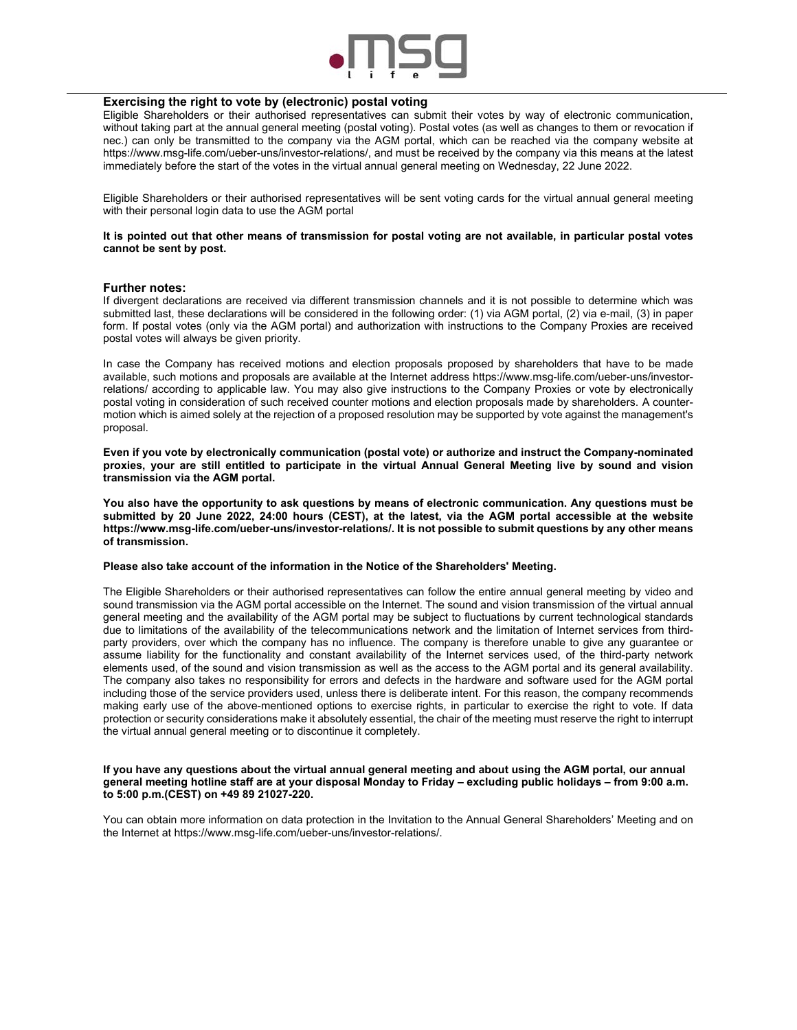## Exercising the right to vote by (electronic) postal voting

Eligible Shareholders or their authorised representatives can submit their votes by way of electronic communication, without taking part at the annual general meeting (postal voting). Postal votes (as well as changes to them or revocation if nec.) can only be transmitted to the company via the AGM portal, which can be reached via the company website at https://www.msg-life.com/ueber-uns/investor-relations/, and must be received by the company via this means at the latest immediately before the start of the votes in the virtual annual general meeting on Wednesday, 22 June 2022.

Eligible Shareholders or their authorised representatives will be sent voting cards for the virtual annual general meeting with their personal login data to use the AGM portal

**It is pointed out that other means of transmission for postal voting are not available, in particular postal votes cannot be sent by post.**

## Further notes:

If divergent declarations are received via different transmission channels and it is not possible to determine which was submitted last, these declarations will be considered in the following order: (1) via AGM portal, (2) via e-mail, (3) in paper form. If postal votes (only via the AGM portal) and authorization with instructions to the Company Proxies are received postal votes will always be given priority.

In case the Company has received motions and election proposals proposed by shareholders that have to be made available, such motions and proposals are available at the Internet address https://www.msg-life.com/ueber-uns/investor-relations/ according to applicable law. You may also give instructions to the Company Proxies or vote by electronically postal voting in consideration of such received counter motions and election proposals made by shareholders. A counter-motion which is aimed solely at the rejection of a proposed resolution may be supported by vote against the management's proposal.

**Even if you vote by electronically communication (postal vote) or authorize and instruct the Company-nominated proxies, your are still entitled to participate in the virtual Annual General Meeting live by sound and vision transmission via the AGM portal.**

**You also have the opportunity to ask questions by means of electronic communication. Any questions must be submitted by 20 June 2022, 24:00 hours (CEST), at the latest, via the AGM portal accessible at the website https://www.msg-life.com/ueber-uns/investor-relations/. It is not possible to submit questions by any other means of transmission.**

**Please also take account of the information in the Notice of the Shareholders' Meeting.**

The Eligible Shareholders or their authorised representatives can follow the entire annual general meeting by video and sound transmission via the AGM portal accessible on the Internet. The sound and vision transmission of the virtual annual general meeting and the availability of the AGM portal may be subject to fluctuations by current technological standards due to limitations of the availability of the telecommunications network and the limitation of Internet services from third-party providers, over which the company has no influence. The company is therefore unable to give any guarantee or assume liability for the functionality and constant availability of the Internet services used, of the third-party network elements used, of the sound and vision transmission as well as the access to the AGM portal and its general availability. The company also takes no responsibility for errors and defects in the hardware and software used for the AGM portal including those of the service providers used, unless there is deliberate intent. For this reason, the company recommends making early use of the above-mentioned options to exercise rights, in particular to exercise the right to vote. If data protection or security considerations make it absolutely essential, the chair of the meeting must reserve the right to interrupt the virtual annual general meeting or to discontinue it completely.

**If you have any questions about the virtual annual general meeting and about using the AGM portal, our annual general meeting hotline staff are at your disposal Monday to Friday – excluding public holidays – from 9:00 a.m. to 5:00 p.m.(CEST) on +49 89 21027-220.**

You can obtain more information on data protection in the Invitation to the Annual General Shareholders' Meeting and on the Internet at https://www.msg-life.com/ueber-uns/investor-relations/.